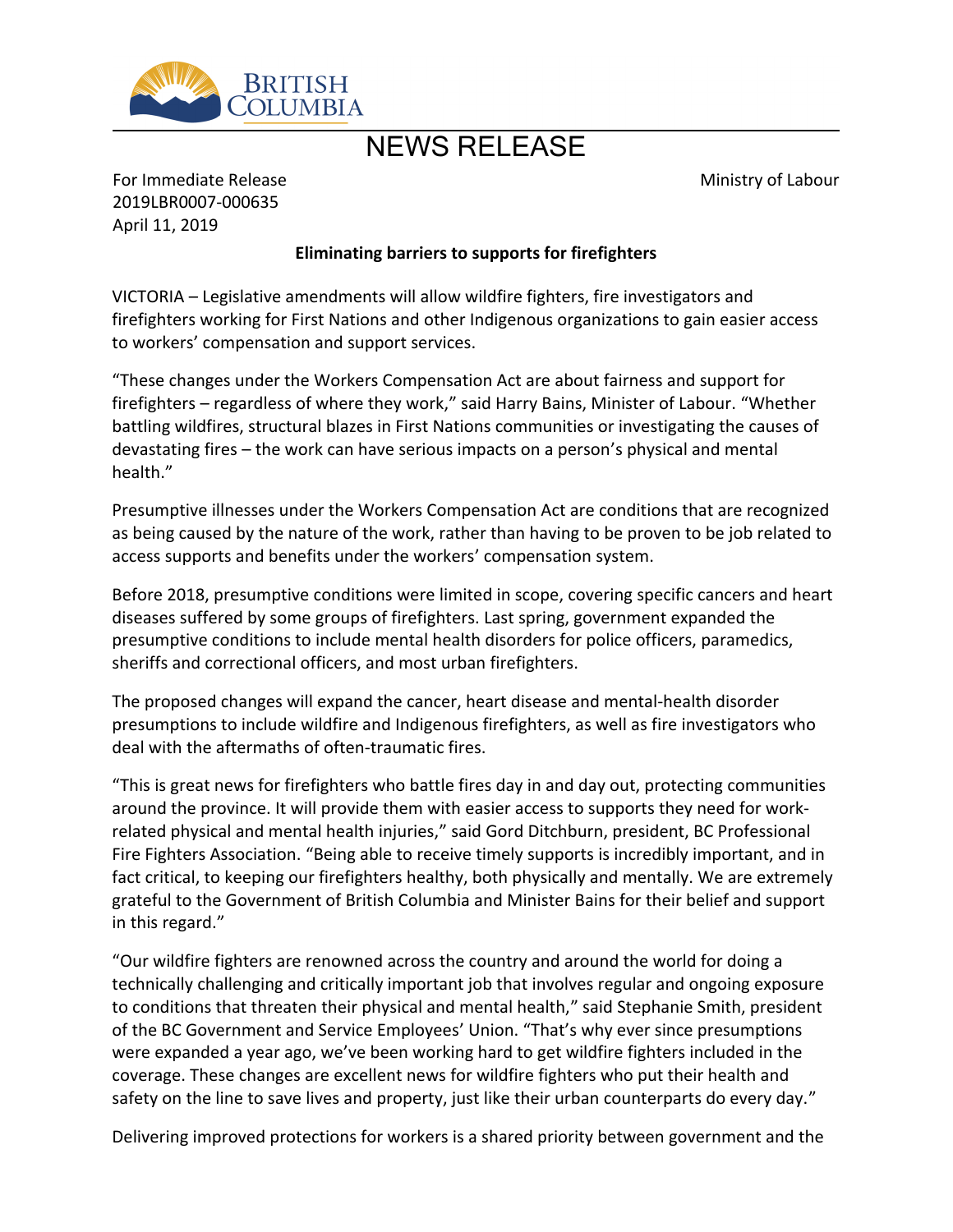BRITISH COLUMBIA

# NEWS RELEASE

For Immediate Release
2019LBR0007-000635
April 11, 2019

Ministry of Labour

## Eliminating barriers to supports for firefighters

VICTORIA – Legislative amendments will allow wildfire fighters, fire investigators and firefighters working for First Nations and other Indigenous organizations to gain easier access to workers' compensation and support services.

"These changes under the Workers Compensation Act are about fairness and support for firefighters – regardless of where they work," said Harry Bains, Minister of Labour. "Whether battling wildfires, structural blazes in First Nations communities or investigating the causes of devastating fires – the work can have serious impacts on a person's physical and mental health."

Presumptive illnesses under the Workers Compensation Act are conditions that are recognized as being caused by the nature of the work, rather than having to be proven to be job related to access supports and benefits under the workers' compensation system.

Before 2018, presumptive conditions were limited in scope, covering specific cancers and heart diseases suffered by some groups of firefighters. Last spring, government expanded the presumptive conditions to include mental health disorders for police officers, paramedics, sheriffs and correctional officers, and most urban firefighters.

The proposed changes will expand the cancer, heart disease and mental-health disorder presumptions to include wildfire and Indigenous firefighters, as well as fire investigators who deal with the aftermaths of often-traumatic fires.

"This is great news for firefighters who battle fires day in and day out, protecting communities around the province. It will provide them with easier access to supports they need for work-related physical and mental health injuries," said Gord Ditchburn, president, BC Professional Fire Fighters Association. "Being able to receive timely supports is incredibly important, and in fact critical, to keeping our firefighters healthy, both physically and mentally. We are extremely grateful to the Government of British Columbia and Minister Bains for their belief and support in this regard."

"Our wildfire fighters are renowned across the country and around the world for doing a technically challenging and critically important job that involves regular and ongoing exposure to conditions that threaten their physical and mental health," said Stephanie Smith, president of the BC Government and Service Employees' Union. "That's why ever since presumptions were expanded a year ago, we've been working hard to get wildfire fighters included in the coverage. These changes are excellent news for wildfire fighters who put their health and safety on the line to save lives and property, just like their urban counterparts do every day."

Delivering improved protections for workers is a shared priority between government and the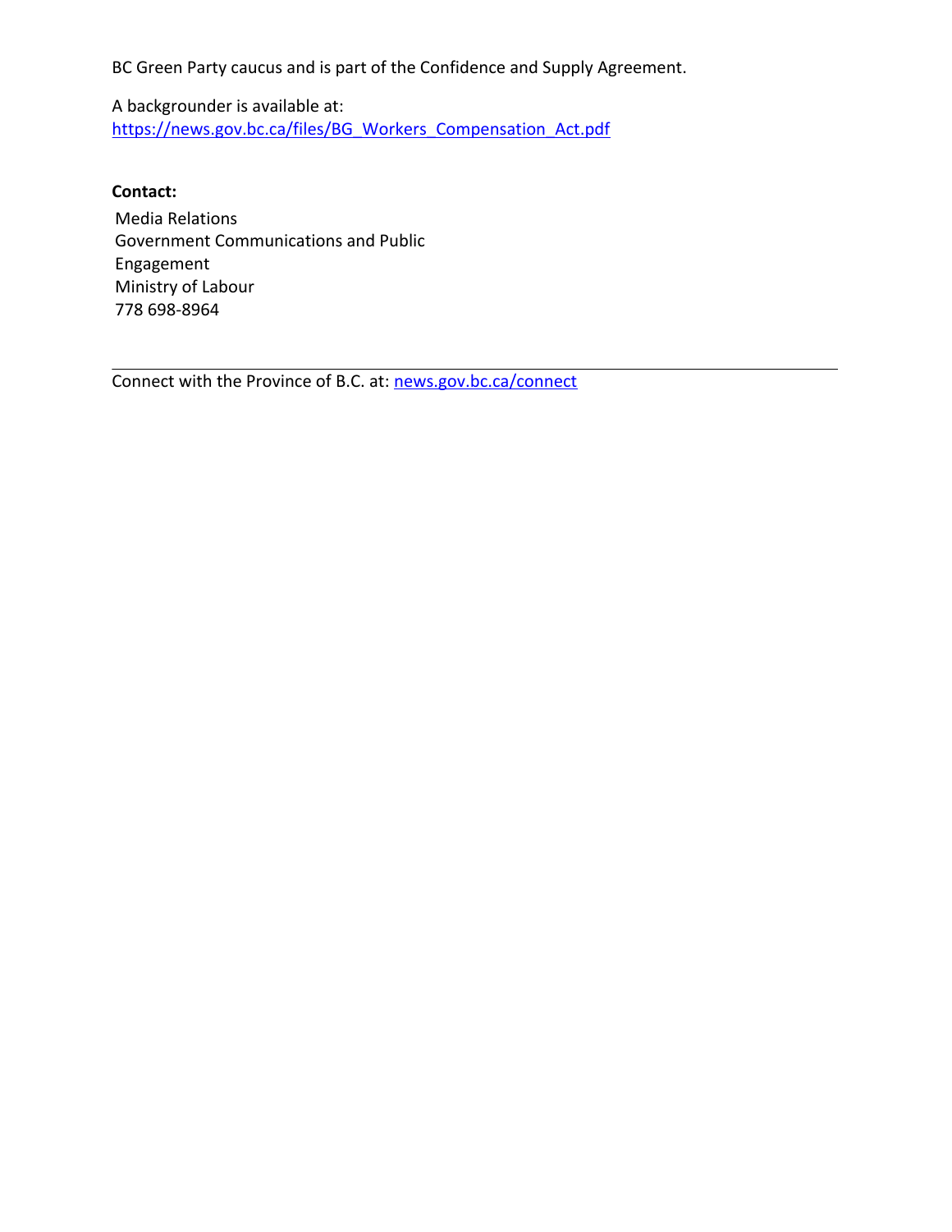BC Green Party caucus and is part of the Confidence and Supply Agreement.

A backgrounder is available at:
https://news.gov.bc.ca/files/BG_Workers_Compensation_Act.pdf

**Contact:**

Media Relations
Government Communications and Public Engagement
Ministry of Labour
778 698-8964

---

Connect with the Province of B.C. at: news.gov.bc.ca/connect